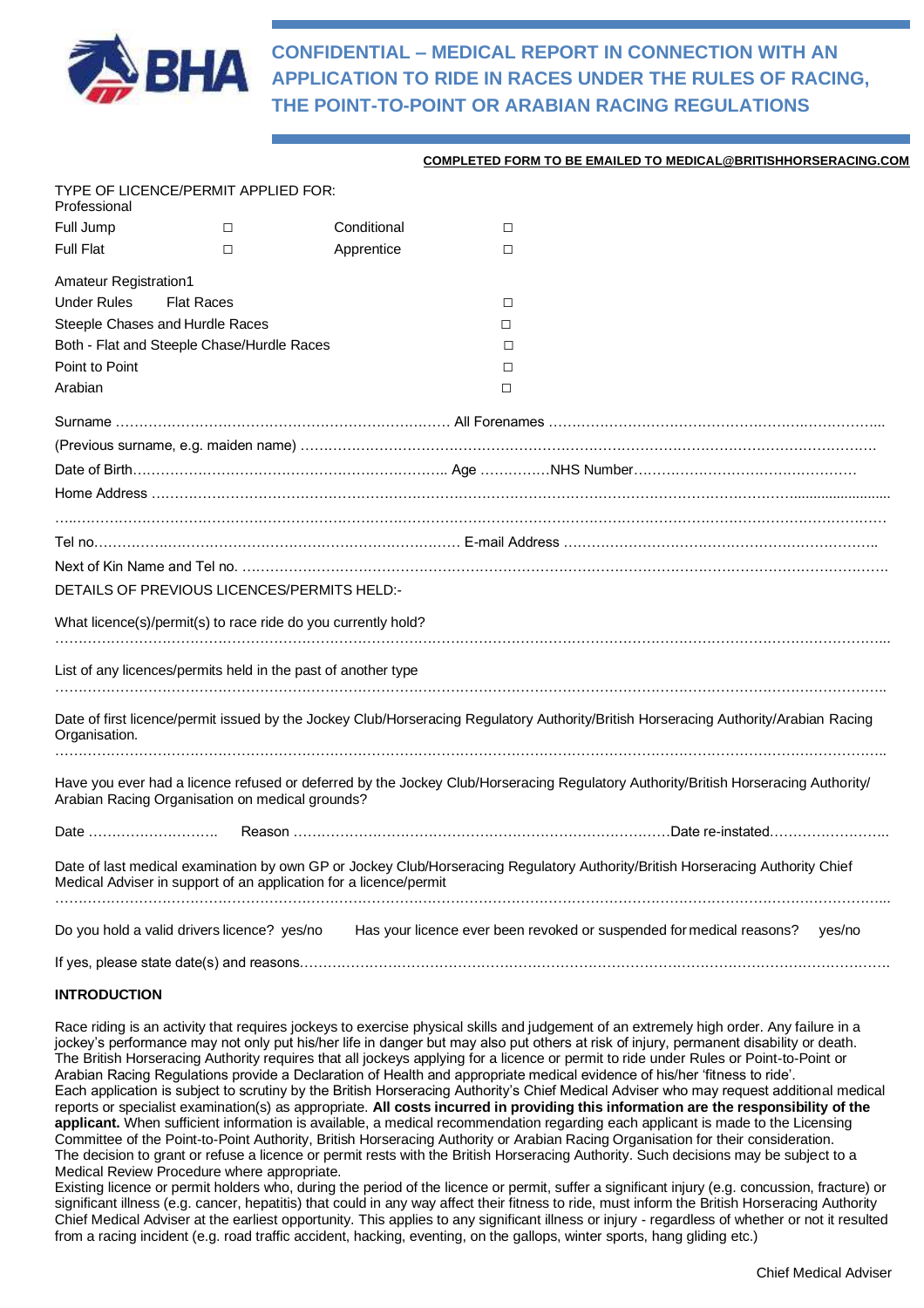# CONFIDENTIAL – MEDICAL REPORT IN CONNECTION WITH AN APPLICATION TO RIDE IN RACES UNDER THE RULES OF RACING, THE POINT-TO-POINT OR ARABIAN RACING REGULATIONS

**COMPLETED FORM TO BE EMAILED TO MEDICAL@BRITISHHORSERACING.COM**

TYPE OF LICENCE/PERMIT APPLIED FOR:
Professional

| | | | |
|---|---|---|---|
| Full Jump | ☐ | Conditional | ☐ |
| Full Flat | ☐ | Apprentice | ☐ |

Amateur Registration1

| | |
|---|---|
| Under Rules Flat Races | ☐ |
| Steeple Chases and Hurdle Races | ☐ |
| Both - Flat and Steeple Chase/Hurdle Races | ☐ |
| Point to Point | ☐ |
| Arabian | ☐ |

Surname …………………………………………………………… All Forenames ……………………………………………………………

(Previous surname, e.g. maiden name) ……………………………………………………………………………………………………

Date of Birth………………………………………………………….. Age ……………NHS Number…………………………………………

Home Address ……………………………………………………………………………………………………………………………………

……………………………………………………………………………………………………………………………………………………………

Tel no.………………………………………………………………… E-mail Address …………………………………………………………

Next of Kin Name and Tel no. ……………………………………………………………………………………………………………………

DETAILS OF PREVIOUS LICENCES/PERMITS HELD:-

What licence(s)/permit(s) to race ride do you currently hold?

……………………………………………………………………………………………………………………………………………………………

List of any licences/permits held in the past of another type

……………………………………………………………………………………………………………………………………………………………

Date of first licence/permit issued by the Jockey Club/Horseracing Regulatory Authority/British Horseracing Authority/Arabian Racing Organisation.

……………………………………………………………………………………………………………………………………………………………

Have you ever had a licence refused or deferred by the Jockey Club/Horseracing Regulatory Authority/British Horseracing Authority/ Arabian Racing Organisation on medical grounds?

Date ………………………. Reason ………………………………………………………………………Date re-instated……………………..

Date of last medical examination by own GP or Jockey Club/Horseracing Regulatory Authority/British Horseracing Authority Chief Medical Adviser in support of an application for a licence/permit

……………………………………………………………………………………………………………………………………………………………

Do you hold a valid drivers licence? yes/no Has your licence ever been revoked or suspended for medical reasons? yes/no

If yes, please state date(s) and reasons……………………………………………………………………………………………………………

## INTRODUCTION

Race riding is an activity that requires jockeys to exercise physical skills and judgement of an extremely high order. Any failure in a jockey's performance may not only put his/her life in danger but may also put others at risk of injury, permanent disability or death. The British Horseracing Authority requires that all jockeys applying for a licence or permit to ride under Rules or Point-to-Point or Arabian Racing Regulations provide a Declaration of Health and appropriate medical evidence of his/her 'fitness to ride'.
Each application is subject to scrutiny by the British Horseracing Authority's Chief Medical Adviser who may request additional medical reports or specialist examination(s) as appropriate. **All costs incurred in providing this information are the responsibility of the applicant.** When sufficient information is available, a medical recommendation regarding each applicant is made to the Licensing Committee of the Point-to-Point Authority, British Horseracing Authority or Arabian Racing Organisation for their consideration. The decision to grant or refuse a licence or permit rests with the British Horseracing Authority. Such decisions may be subject to a Medical Review Procedure where appropriate.
Existing licence or permit holders who, during the period of the licence or permit, suffer a significant injury (e.g. concussion, fracture) or significant illness (e.g. cancer, hepatitis) that could in any way affect their fitness to ride, must inform the British Horseracing Authority Chief Medical Adviser at the earliest opportunity. This applies to any significant illness or injury - regardless of whether or not it resulted from a racing incident (e.g. road traffic accident, hacking, eventing, on the gallops, winter sports, hang gliding etc.)

Chief Medical Adviser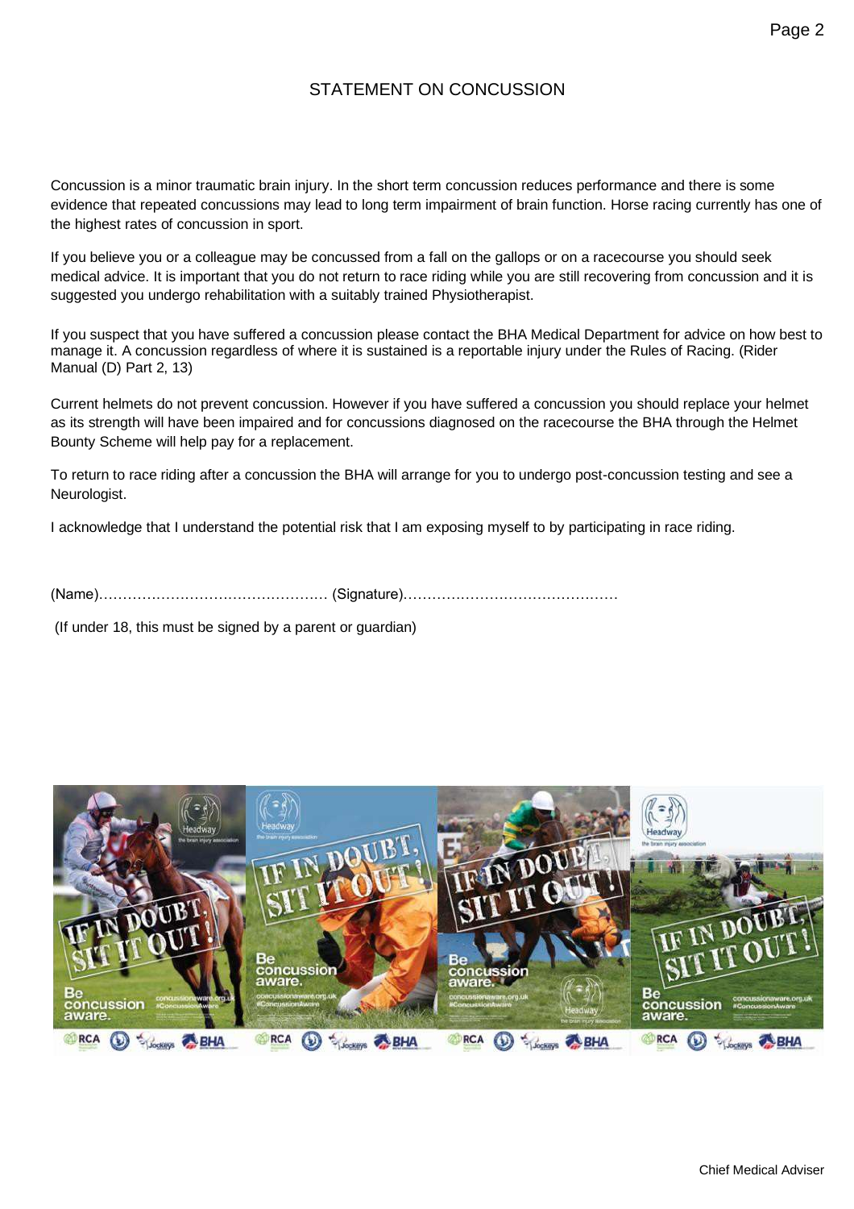# STATEMENT ON CONCUSSION

Concussion is a minor traumatic brain injury. In the short term concussion reduces performance and there is some evidence that repeated concussions may lead to long term impairment of brain function. Horse racing currently has one of the highest rates of concussion in sport.

If you believe you or a colleague may be concussed from a fall on the gallops or on a racecourse you should seek medical advice. It is important that you do not return to race riding while you are still recovering from concussion and it is suggested you undergo rehabilitation with a suitably trained Physiotherapist.

If you suspect that you have suffered a concussion please contact the BHA Medical Department for advice on how best to manage it. A concussion regardless of where it is sustained is a reportable injury under the Rules of Racing. (Rider Manual (D) Part 2, 13)

Current helmets do not prevent concussion. However if you have suffered a concussion you should replace your helmet as its strength will have been impaired and for concussions diagnosed on the racecourse the BHA through the Helmet Bounty Scheme will help pay for a replacement.

To return to race riding after a concussion the BHA will arrange for you to undergo post-concussion testing and see a Neurologist.

I acknowledge that I understand the potential risk that I am exposing myself to by participating in race riding.

(Name)………………………………………… (Signature)………………………………………

(If under 18, this must be signed by a parent or guardian)

Chief Medical Adviser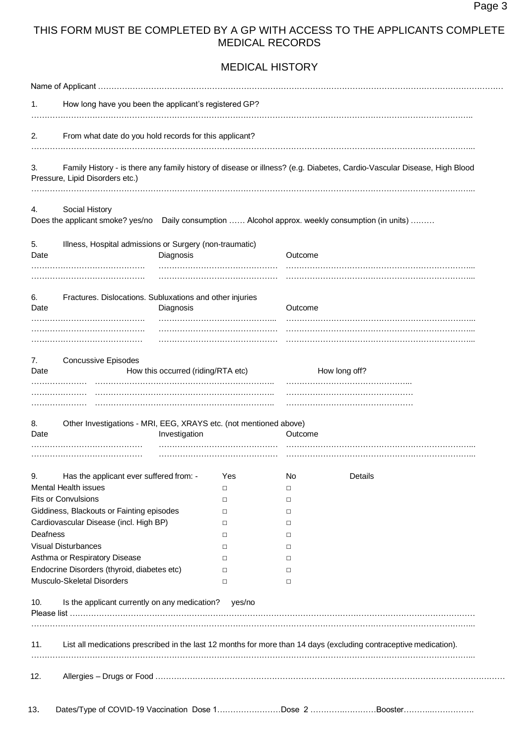THIS FORM MUST BE COMPLETED BY A GP WITH ACCESS TO THE APPLICANTS COMPLETE MEDICAL RECORDS

## MEDICAL HISTORY

Name of Applicant ……………………………………………………………………………………………………………………………………

1. How long have you been the applicant's registered GP?

……………………………………………………………………………………………………………………………………………

2. From what date do you hold records for this applicant?

……………………………………………………………………………………………………………………………………………

3. Family History - is there any family history of disease or illness? (e.g. Diabetes, Cardio-Vascular Disease, High Blood Pressure, Lipid Disorders etc.)

……………………………………………………………………………………………………………………………………………

4. Social History

Does the applicant smoke? yes/no Daily consumption …… Alcohol approx. weekly consumption (in units) ………

5. Illness, Hospital admissions or Surgery (non-traumatic)

| Date | Diagnosis | Outcome |
|---|---|---|
| ……………………………… | ……………………………… | ……………………………………………… |
| ……………………………… | ……………………………… | ……………………………………………… |

6. Fractures. Dislocations. Subluxations and other injuries

| Date | Diagnosis | Outcome |
|---|---|---|
| ……………………………… | ……………………………… | ……………………………………………… |
| ……………………………… | ……………………………… | ……………………………………………… |
| ……………………………… | ……………………………… | ……………………………………………… |

7. Concussive Episodes

| Date | How this occurred (riding/RTA etc) | How long off? |
|---|---|---|
| ………………… | ……………………………………………… | ……………………………… |
| ………………… | ……………………………………………… | ……………………………… |
| ………………… | ……………………………………………… | ……………………………… |

8. Other Investigations - MRI, EEG, XRAYS etc. (not mentioned above)

| Date | Investigation | Outcome |
|---|---|---|
| ……………………………… | ……………………………… | ……………………………………………… |
| ……………………………… | ……………………………… | ……………………………………………… |

9. Has the applicant ever suffered from: -

| | Yes | No | Details |
|---|---|---|---|
| Mental Health issues | □ | □ | |
| Fits or Convulsions | □ | □ | |
| Giddiness, Blackouts or Fainting episodes | □ | □ | |
| Cardiovascular Disease (incl. High BP) | □ | □ | |
| Deafness | □ | □ | |
| Visual Disturbances | □ | □ | |
| Asthma or Respiratory Disease | □ | □ | |
| Endocrine Disorders (thyroid, diabetes etc) | □ | □ | |
| Musculo-Skeletal Disorders | □ | □ | |

10. Is the applicant currently on any medication? yes/no

Please list ……………………………………………………………………………………………………………………………………

……………………………………………………………………………………………………………………………………………

11. List all medications prescribed in the last 12 months for more than 14 days (excluding contraceptive medication).

……………………………………………………………………………………………………………………………………………

12. Allergies – Drugs or Food ……………………………………………………………………………………………………………

13. Dates/Type of COVID-19 Vaccination Dose 1……………………Dose 2 ……………………Booster……………………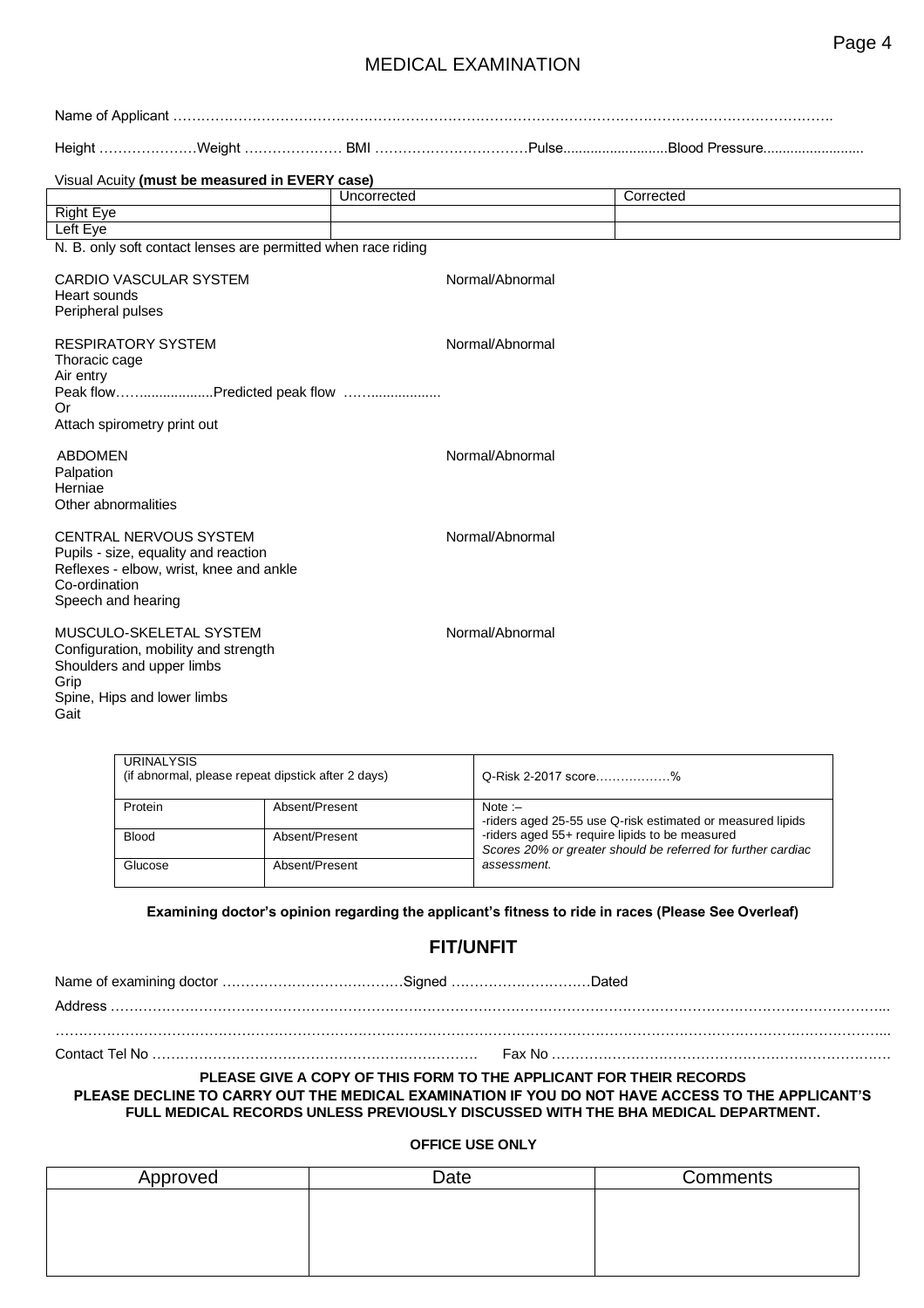# MEDICAL EXAMINATION

Name of Applicant ……………………………………………………………………………………………………………………….

Height …………………Weight ……………… BMI ……………………………Pulse..........................Blood Pressure..........................

Visual Acuity **(must be measured in EVERY case)**

| | Uncorrected | Corrected |
|---|---|---|
| Right Eye | | |
| Left Eye | | |

N. B. only soft contact lenses are permitted when race riding

CARDIO VASCULAR SYSTEM — Normal/Abnormal
Heart sounds
Peripheral pulses

RESPIRATORY SYSTEM — Normal/Abnormal
Thoracic cage
Air entry
Peak flow……..................Predicted peak flow ……..................
Or
Attach spirometry print out

ABDOMEN — Normal/Abnormal
Palpation
Herniae
Other abnormalities

CENTRAL NERVOUS SYSTEM — Normal/Abnormal
Pupils - size, equality and reaction
Reflexes - elbow, wrist, knee and ankle
Co-ordination
Speech and hearing

MUSCULO-SKELETAL SYSTEM — Normal/Abnormal
Configuration, mobility and strength
Shoulders and upper limbs
Grip
Spine, Hips and lower limbs
Gait

| URINALYSIS (if abnormal, please repeat dipstick after 2 days) | | Q-Risk 2-2017 score………………% |
|---|---|---|
| Protein | Absent/Present | Note :– -riders aged 25-55 use Q-risk estimated or measured lipids -riders aged 55+ require lipids to be measured *Scores 20% or greater should be referred for further cardiac assessment.* |
| Blood | Absent/Present | |
| Glucose | Absent/Present | |

**Examining doctor's opinion regarding the applicant's fitness to ride in races (Please See Overleaf)**

## FIT/UNFIT

Name of examining doctor …………………………………Signed …………………………Dated

Address ……………………………………………………………………………………………………………………………………...

……………………………………………………………………………………………………………………………………………...

Contact Tel No ……………………………………………………………… Fax No ………………………………………………………………

**PLEASE GIVE A COPY OF THIS FORM TO THE APPLICANT FOR THEIR RECORDS**

**PLEASE DECLINE TO CARRY OUT THE MEDICAL EXAMINATION IF YOU DO NOT HAVE ACCESS TO THE APPLICANT'S FULL MEDICAL RECORDS UNLESS PREVIOUSLY DISCUSSED WITH THE BHA MEDICAL DEPARTMENT.**

**OFFICE USE ONLY**

| Approved | Date | Comments |
|---|---|---|
| | | |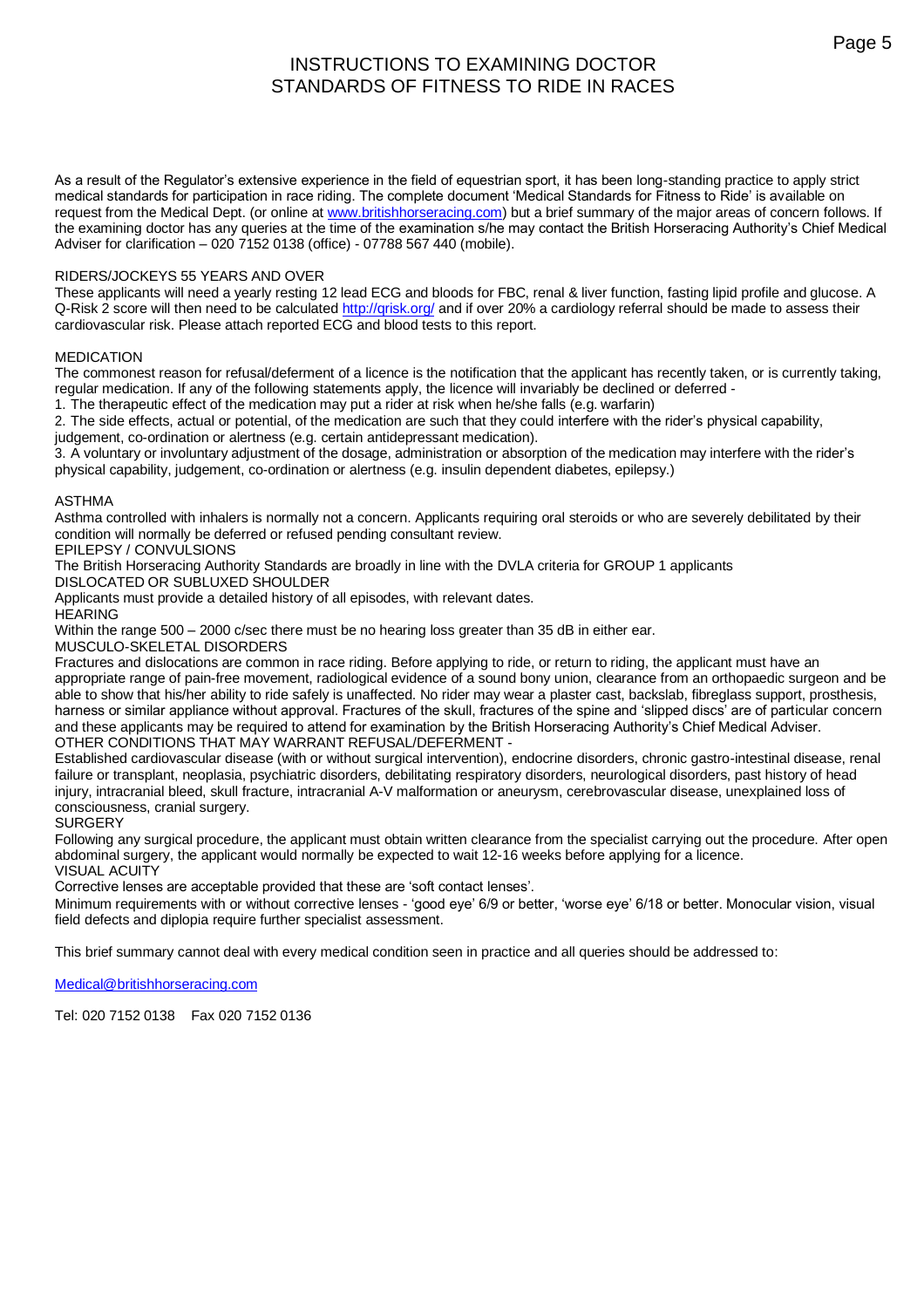# INSTRUCTIONS TO EXAMINING DOCTOR
# STANDARDS OF FITNESS TO RIDE IN RACES

As a result of the Regulator's extensive experience in the field of equestrian sport, it has been long-standing practice to apply strict medical standards for participation in race riding. The complete document 'Medical Standards for Fitness to Ride' is available on request from the Medical Dept. (or online at www.britishhorseracing.com) but a brief summary of the major areas of concern follows. If the examining doctor has any queries at the time of the examination s/he may contact the British Horseracing Authority's Chief Medical Adviser for clarification – 020 7152 0138 (office) - 07788 567 440 (mobile).

## RIDERS/JOCKEYS 55 YEARS AND OVER

These applicants will need a yearly resting 12 lead ECG and bloods for FBC, renal & liver function, fasting lipid profile and glucose. A Q-Risk 2 score will then need to be calculated http://qrisk.org/ and if over 20% a cardiology referral should be made to assess their cardiovascular risk. Please attach reported ECG and blood tests to this report.

## MEDICATION

The commonest reason for refusal/deferment of a licence is the notification that the applicant has recently taken, or is currently taking, regular medication. If any of the following statements apply, the licence will invariably be declined or deferred -

1. The therapeutic effect of the medication may put a rider at risk when he/she falls (e.g. warfarin)
2. The side effects, actual or potential, of the medication are such that they could interfere with the rider's physical capability, judgement, co-ordination or alertness (e.g. certain antidepressant medication).
3. A voluntary or involuntary adjustment of the dosage, administration or absorption of the medication may interfere with the rider's physical capability, judgement, co-ordination or alertness (e.g. insulin dependent diabetes, epilepsy.)

## ASTHMA

Asthma controlled with inhalers is normally not a concern. Applicants requiring oral steroids or who are severely debilitated by their condition will normally be deferred or refused pending consultant review.

## EPILEPSY / CONVULSIONS

The British Horseracing Authority Standards are broadly in line with the DVLA criteria for GROUP 1 applicants

## DISLOCATED OR SUBLUXED SHOULDER

Applicants must provide a detailed history of all episodes, with relevant dates.

## HEARING

Within the range 500 – 2000 c/sec there must be no hearing loss greater than 35 dB in either ear.

## MUSCULO-SKELETAL DISORDERS

Fractures and dislocations are common in race riding. Before applying to ride, or return to riding, the applicant must have an appropriate range of pain-free movement, radiological evidence of a sound bony union, clearance from an orthopaedic surgeon and be able to show that his/her ability to ride safely is unaffected. No rider may wear a plaster cast, backslab, fibreglass support, prosthesis, harness or similar appliance without approval. Fractures of the skull, fractures of the spine and 'slipped discs' are of particular concern and these applicants may be required to attend for examination by the British Horseracing Authority's Chief Medical Adviser.

## OTHER CONDITIONS THAT MAY WARRANT REFUSAL/DEFERMENT -

Established cardiovascular disease (with or without surgical intervention), endocrine disorders, chronic gastro-intestinal disease, renal failure or transplant, neoplasia, psychiatric disorders, debilitating respiratory disorders, neurological disorders, past history of head injury, intracranial bleed, skull fracture, intracranial A-V malformation or aneurysm, cerebrovascular disease, unexplained loss of consciousness, cranial surgery.

## SURGERY

Following any surgical procedure, the applicant must obtain written clearance from the specialist carrying out the procedure. After open abdominal surgery, the applicant would normally be expected to wait 12-16 weeks before applying for a licence.

## VISUAL ACUITY

Corrective lenses are acceptable provided that these are 'soft contact lenses'.

Minimum requirements with or without corrective lenses - 'good eye' 6/9 or better, 'worse eye' 6/18 or better. Monocular vision, visual field defects and diplopia require further specialist assessment.

This brief summary cannot deal with every medical condition seen in practice and all queries should be addressed to:

Medical@britishhorseracing.com

Tel: 020 7152 0138 Fax 020 7152 0136